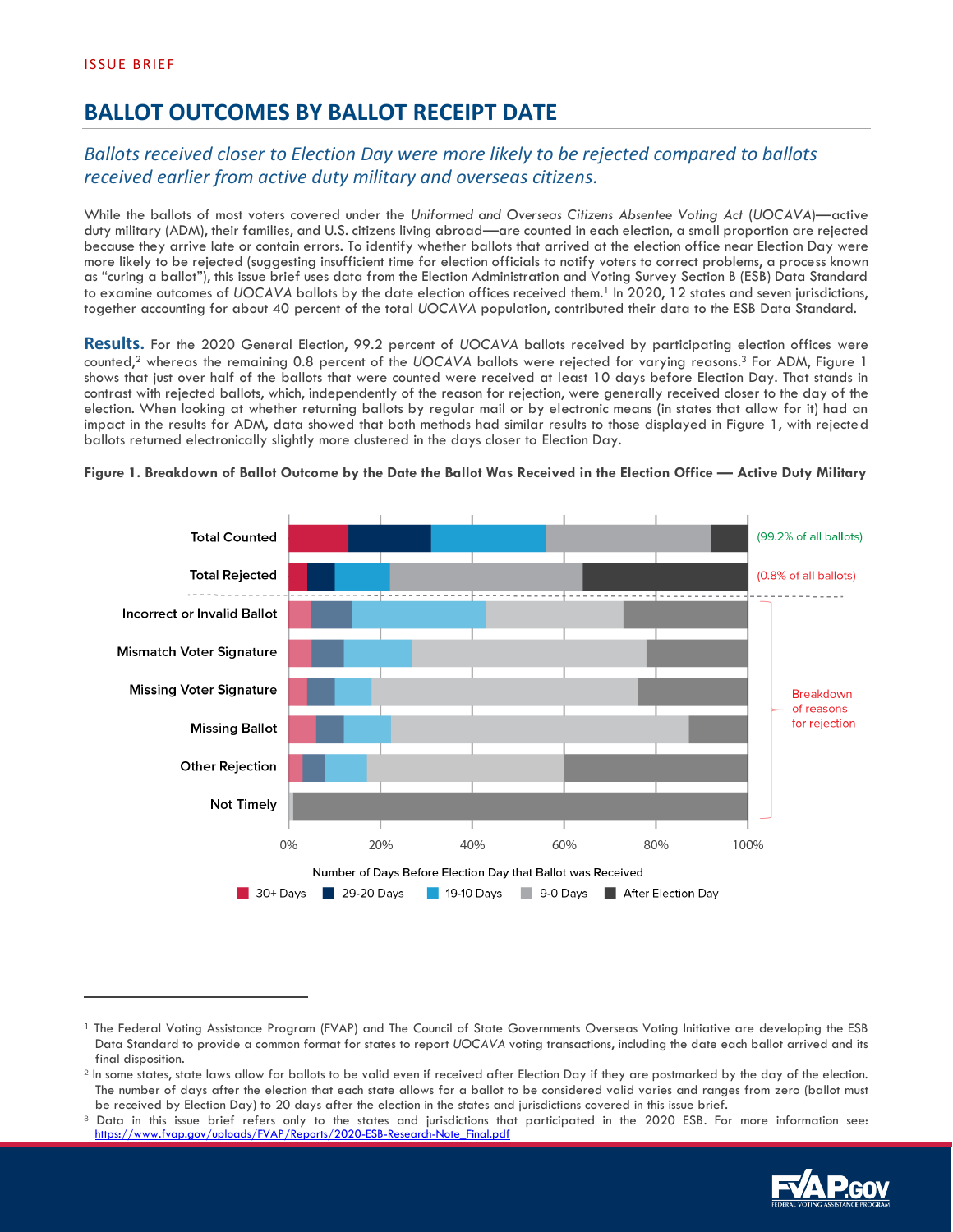ISSUE BRIEF

# BALLOT OUTCOMES BY BALLOT RECEIPT DATE

## *Ballots received closer to Election Day were more likely to be rejected compared to ballots received earlier from active duty military and overseas citizens.*

While the ballots of most voters covered under the *Uniformed and Overseas Citizens Absentee Voting Act* (*UOCAVA*)—active duty military (ADM), their families, and U.S. citizens living abroad—are counted in each election, a small proportion are rejected because they arrive late or contain errors. To identify whether ballots that arrived at the election office near Election Day were more likely to be rejected (suggesting insufficient time for election officials to notify voters to correct problems, a process known as "curing a ballot"), this issue brief uses data from the Election Administration and Voting Survey Section B (ESB) Data Standard to examine outcomes of *UOCAVA* ballots by the date election offices received them.[1] In 2020, 12 states and seven jurisdictions, together accounting for about 40 percent of the total *UOCAVA* population, contributed their data to the ESB Data Standard.

**Results.** For the 2020 General Election, 99.2 percent of *UOCAVA* ballots received by participating election offices were counted,[2] whereas the remaining 0.8 percent of the *UOCAVA* ballots were rejected for varying reasons.[3] For ADM, Figure 1 shows that just over half of the ballots that were counted were received at least 10 days before Election Day. That stands in contrast with rejected ballots, which, independently of the reason for rejection, were generally received closer to the day of the election. When looking at whether returning ballots by regular mail or by electronic means (in states that allow for it) had an impact in the results for ADM, data showed that both methods had similar results to those displayed in Figure 1, with rejected ballots returned electronically slightly more clustered in the days closer to Election Day.

**Figure 1. Breakdown of Ballot Outcome by the Date the Ballot Was Received in the Election Office — Active Duty Military**

---

[1] The Federal Voting Assistance Program (FVAP) and The Council of State Governments Overseas Voting Initiative are developing the ESB Data Standard to provide a common format for states to report *UOCAVA* voting transactions, including the date each ballot arrived and its final disposition.

[2] In some states, state laws allow for ballots to be valid even if received after Election Day if they are postmarked by the day of the election. The number of days after the election that each state allows for a ballot to be considered valid varies and ranges from zero (ballot must be received by Election Day) to 20 days after the election in the states and jurisdictions covered in this issue brief.

[3] Data in this issue brief refers only to the states and jurisdictions that participated in the 2020 ESB. For more information see: https://www.fvap.gov/uploads/FVAP/Reports/2020-ESB-Research-Note_Final.pdf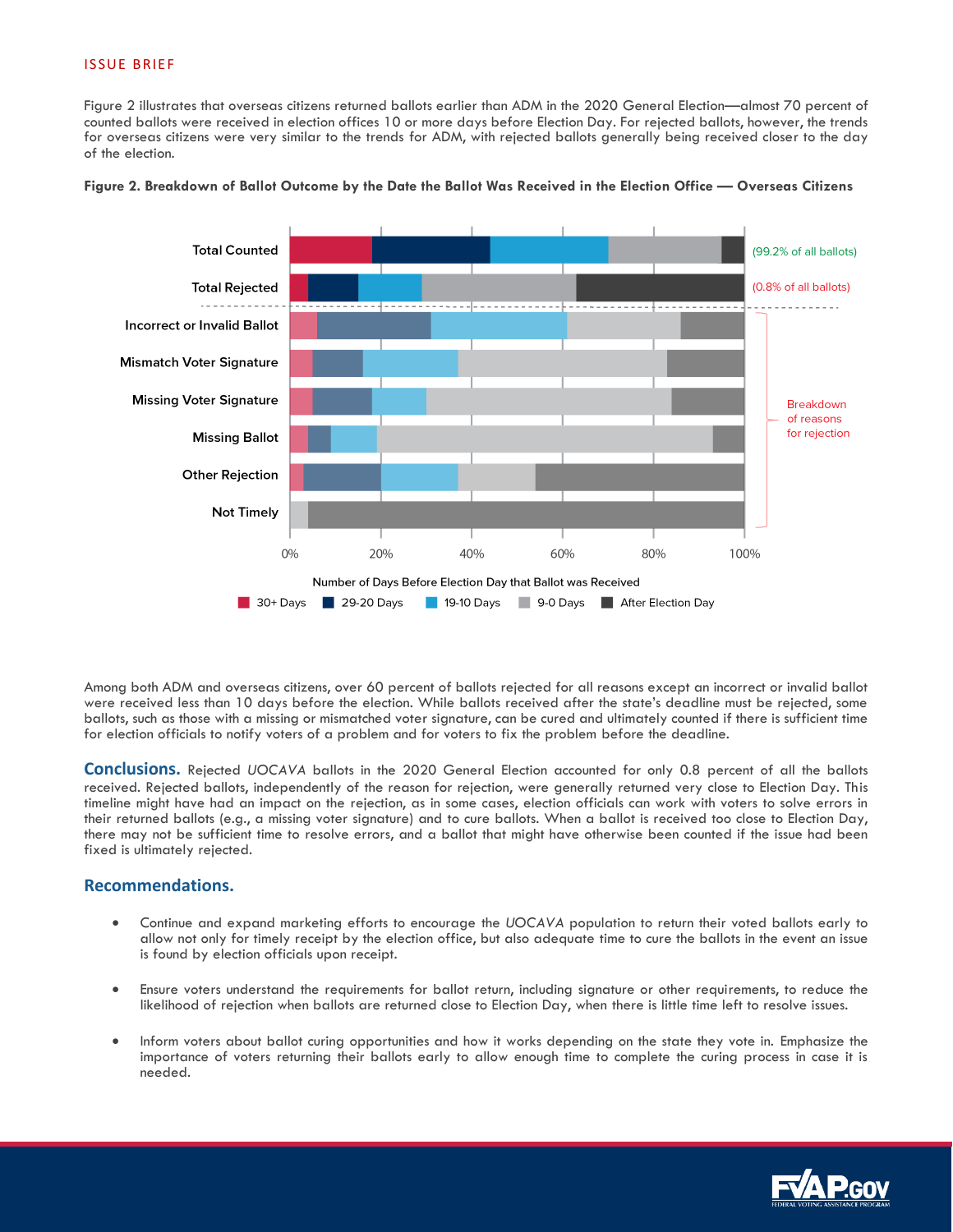ISSUE BRIEF

Figure 2 illustrates that overseas citizens returned ballots earlier than ADM in the 2020 General Election—almost 70 percent of counted ballots were received in election offices 10 or more days before Election Day. For rejected ballots, however, the trends for overseas citizens were very similar to the trends for ADM, with rejected ballots generally being received closer to the day of the election.

**Figure 2. Breakdown of Ballot Outcome by the Date the Ballot Was Received in the Election Office — Overseas Citizens**

Total Counted
Total Rejected
Incorrect or Invalid Ballot
Mismatch Voter Signature
Missing Voter Signature
Missing Ballot
Other Rejection
Not Timely

(99.2% of all ballots)
(0.8% of all ballots)
Breakdown of reasons for rejection

0% 20% 40% 60% 80% 100%

Number of Days Before Election Day that Ballot was Received

30+ Days
29-20 Days
19-10 Days
9-0 Days
After Election Day

Among both ADM and overseas citizens, over 60 percent of ballots rejected for all reasons except an incorrect or invalid ballot were received less than 10 days before the election. While ballots received after the state's deadline must be rejected, some ballots, such as those with a missing or mismatched voter signature, can be cured and ultimately counted if there is sufficient time for election officials to notify voters of a problem and for voters to fix the problem before the deadline.

**Conclusions.** Rejected *UOCAVA* ballots in the 2020 General Election accounted for only 0.8 percent of all the ballots received. Rejected ballots, independently of the reason for rejection, were generally returned very close to Election Day. This timeline might have had an impact on the rejection, as in some cases, election officials can work with voters to solve errors in their returned ballots (e.g., a missing voter signature) and to cure ballots. When a ballot is received too close to Election Day, there may not be sufficient time to resolve errors, and a ballot that might have otherwise been counted if the issue had been fixed is ultimately rejected.

## Recommendations.

- Continue and expand marketing efforts to encourage the *UOCAVA* population to return their voted ballots early to allow not only for timely receipt by the election office, but also adequate time to cure the ballots in the event an issue is found by election officials upon receipt.
- Ensure voters understand the requirements for ballot return, including signature or other requirements, to reduce the likelihood of rejection when ballots are returned close to Election Day, when there is little time left to resolve issues.
- Inform voters about ballot curing opportunities and how it works depending on the state they vote in. Emphasize the importance of voters returning their ballots early to allow enough time to complete the curing process in case it is needed.

FVAP.GOV
FEDERAL VOTING ASSISTANCE PROGRAM